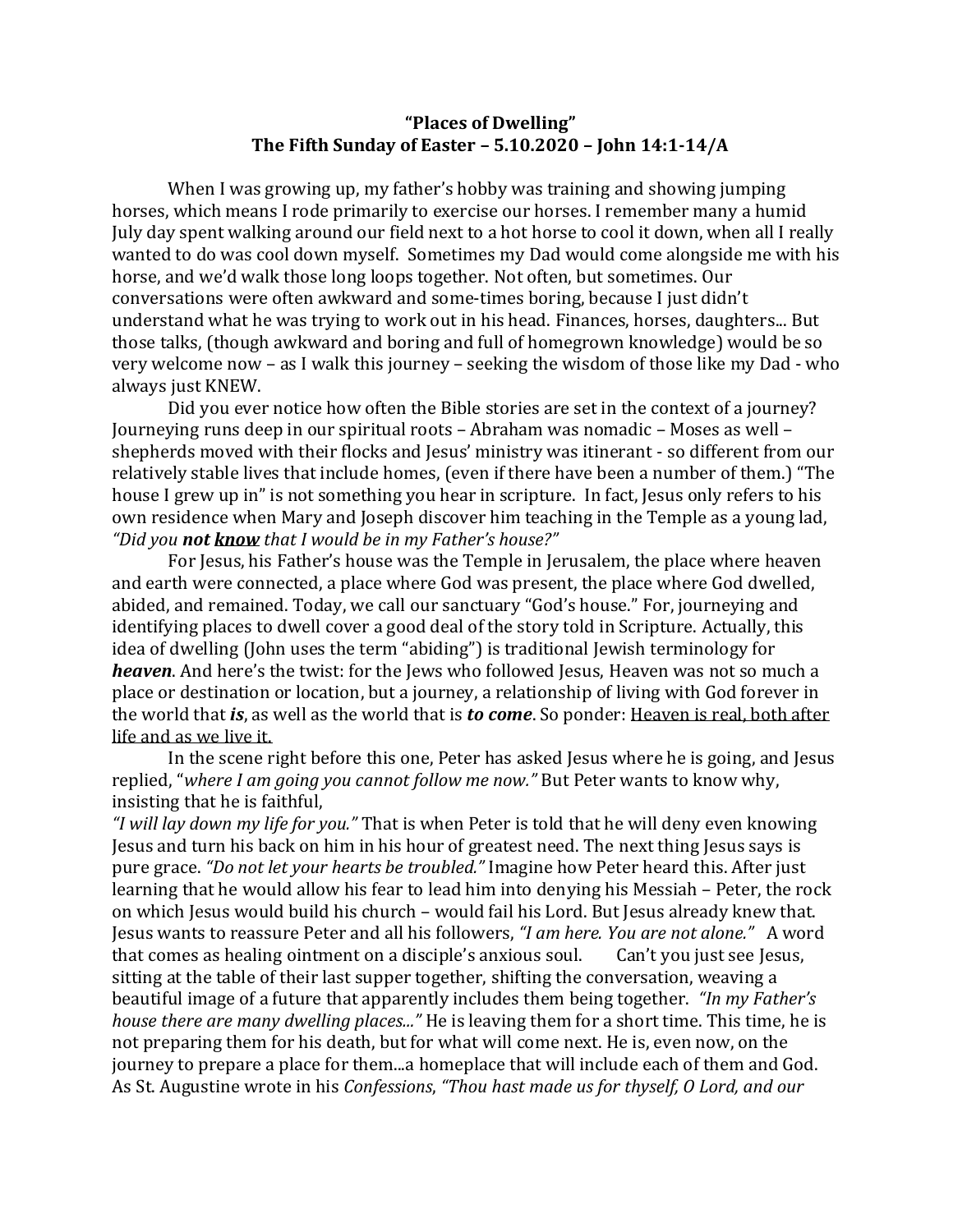**"Places of Dwelling"**
**The Fifth Sunday of Easter – 5.10.2020 – John 14:1-14/A**

When I was growing up, my father's hobby was training and showing jumping horses, which means I rode primarily to exercise our horses. I remember many a humid July day spent walking around our field next to a hot horse to cool it down, when all I really wanted to do was cool down myself. Sometimes my Dad would come alongside me with his horse, and we'd walk those long loops together. Not often, but sometimes. Our conversations were often awkward and some-times boring, because I just didn't understand what he was trying to work out in his head. Finances, horses, daughters... But those talks, (though awkward and boring and full of homegrown knowledge) would be so very welcome now – as I walk this journey – seeking the wisdom of those like my Dad - who always just KNEW.

Did you ever notice how often the Bible stories are set in the context of a journey? Journeying runs deep in our spiritual roots – Abraham was nomadic – Moses as well – shepherds moved with their flocks and Jesus' ministry was itinerant - so different from our relatively stable lives that include homes, (even if there have been a number of them.) "The house I grew up in" is not something you hear in scripture. In fact, Jesus only refers to his own residence when Mary and Joseph discover him teaching in the Temple as a young lad, *"Did you **not <u>know</u>** that I would be in my Father's house?"*

For Jesus, his Father's house was the Temple in Jerusalem, the place where heaven and earth were connected, a place where God was present, the place where God dwelled, abided, and remained. Today, we call our sanctuary "God's house." For, journeying and identifying places to dwell cover a good deal of the story told in Scripture. Actually, this idea of dwelling (John uses the term "abiding") is traditional Jewish terminology for ***heaven***. And here's the twist: for the Jews who followed Jesus, Heaven was not so much a place or destination or location, but a journey, a relationship of living with God forever in the world that ***is***, as well as the world that is ***to come***. So ponder: <u>Heaven is real, both after life and as we live it.</u>

In the scene right before this one, Peter has asked Jesus where he is going, and Jesus replied, "*where I am going you cannot follow me now."* But Peter wants to know why, insisting that he is faithful,
*"I will lay down my life for you."* That is when Peter is told that he will deny even knowing Jesus and turn his back on him in his hour of greatest need. The next thing Jesus says is pure grace. *"Do not let your hearts be troubled."* Imagine how Peter heard this. After just learning that he would allow his fear to lead him into denying his Messiah – Peter, the rock on which Jesus would build his church – would fail his Lord. But Jesus already knew that. Jesus wants to reassure Peter and all his followers, *"I am here. You are not alone."* A word that comes as healing ointment on a disciple's anxious soul. Can't you just see Jesus, sitting at the table of their last supper together, shifting the conversation, weaving a beautiful image of a future that apparently includes them being together. *"In my Father's house there are many dwelling places..."* He is leaving them for a short time. This time, he is not preparing them for his death, but for what will come next. He is, even now, on the journey to prepare a place for them...a homeplace that will include each of them and God. As St. Augustine wrote in his *Confessions*, *"Thou hast made us for thyself, O Lord, and our*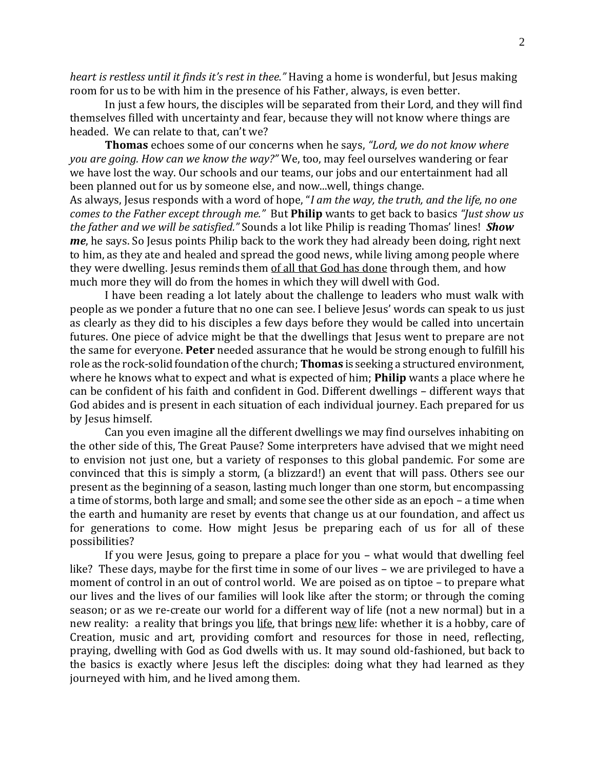*heart is restless until it finds it's rest in thee."* Having a home is wonderful, but Jesus making room for us to be with him in the presence of his Father, always, is even better.

In just a few hours, the disciples will be separated from their Lord, and they will find themselves filled with uncertainty and fear, because they will not know where things are headed. We can relate to that, can't we?

**Thomas** echoes some of our concerns when he says, *"Lord, we do not know where you are going. How can we know the way?"* We, too, may feel ourselves wandering or fear we have lost the way. Our schools and our teams, our jobs and our entertainment had all been planned out for us by someone else, and now...well, things change.

As always, Jesus responds with a word of hope, "*I am the way, the truth, and the life, no one comes to the Father except through me."* But **Philip** wants to get back to basics *"Just show us the father and we will be satisfied."* Sounds a lot like Philip is reading Thomas' lines! ***Show me***, he says. So Jesus points Philip back to the work they had already been doing, right next to him, as they ate and healed and spread the good news, while living among people where they were dwelling. Jesus reminds them <u>of all that God has done</u> through them, and how much more they will do from the homes in which they will dwell with God.

I have been reading a lot lately about the challenge to leaders who must walk with people as we ponder a future that no one can see. I believe Jesus' words can speak to us just as clearly as they did to his disciples a few days before they would be called into uncertain futures. One piece of advice might be that the dwellings that Jesus went to prepare are not the same for everyone. **Peter** needed assurance that he would be strong enough to fulfill his role as the rock-solid foundation of the church; **Thomas** is seeking a structured environment, where he knows what to expect and what is expected of him; **Philip** wants a place where he can be confident of his faith and confident in God. Different dwellings – different ways that God abides and is present in each situation of each individual journey. Each prepared for us by Jesus himself.

Can you even imagine all the different dwellings we may find ourselves inhabiting on the other side of this, The Great Pause? Some interpreters have advised that we might need to envision not just one, but a variety of responses to this global pandemic. For some are convinced that this is simply a storm, (a blizzard!) an event that will pass. Others see our present as the beginning of a season, lasting much longer than one storm, but encompassing a time of storms, both large and small; and some see the other side as an epoch – a time when the earth and humanity are reset by events that change us at our foundation, and affect us for generations to come. How might Jesus be preparing each of us for all of these possibilities?

If you were Jesus, going to prepare a place for you – what would that dwelling feel like? These days, maybe for the first time in some of our lives – we are privileged to have a moment of control in an out of control world. We are poised as on tiptoe – to prepare what our lives and the lives of our families will look like after the storm; or through the coming season; or as we re-create our world for a different way of life (not a new normal) but in a new reality: a reality that brings you <u>life</u>, that brings <u>new</u> life: whether it is a hobby, care of Creation, music and art, providing comfort and resources for those in need, reflecting, praying, dwelling with God as God dwells with us. It may sound old-fashioned, but back to the basics is exactly where Jesus left the disciples: doing what they had learned as they journeyed with him, and he lived among them.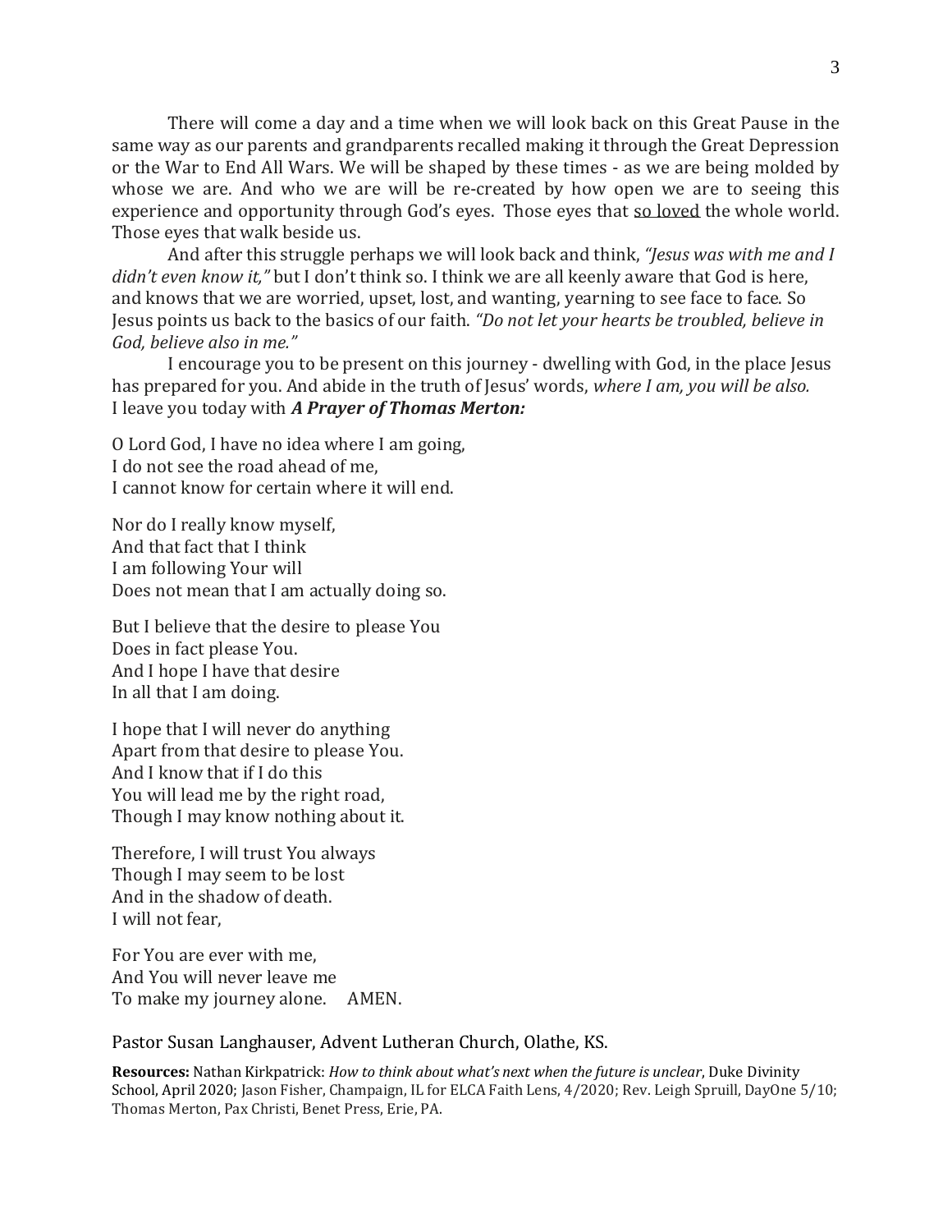There will come a day and a time when we will look back on this Great Pause in the same way as our parents and grandparents recalled making it through the Great Depression or the War to End All Wars. We will be shaped by these times - as we are being molded by whose we are. And who we are will be re-created by how open we are to seeing this experience and opportunity through God's eyes. Those eyes that <u>so loved</u> the whole world. Those eyes that walk beside us.

And after this struggle perhaps we will look back and think, *"Jesus was with me and I didn't even know it,"* but I don't think so. I think we are all keenly aware that God is here, and knows that we are worried, upset, lost, and wanting, yearning to see face to face. So Jesus points us back to the basics of our faith. *"Do not let your hearts be troubled, believe in God, believe also in me."*

I encourage you to be present on this journey - dwelling with God, in the place Jesus has prepared for you. And abide in the truth of Jesus' words, *where I am, you will be also.* I leave you today with ***A Prayer of Thomas Merton:***

O Lord God, I have no idea where I am going,
I do not see the road ahead of me,
I cannot know for certain where it will end.

Nor do I really know myself,
And that fact that I think
I am following Your will
Does not mean that I am actually doing so.

But I believe that the desire to please You
Does in fact please You.
And I hope I have that desire
In all that I am doing.

I hope that I will never do anything
Apart from that desire to please You.
And I know that if I do this
You will lead me by the right road,
Though I may know nothing about it.

Therefore, I will trust You always
Though I may seem to be lost
And in the shadow of death.
I will not fear,

For You are ever with me,
And You will never leave me
To make my journey alone. AMEN.

Pastor Susan Langhauser, Advent Lutheran Church, Olathe, KS.

**Resources:** Nathan Kirkpatrick: *How to think about what's next when the future is unclear*, Duke Divinity School, April 2020; Jason Fisher, Champaign, IL for ELCA Faith Lens, 4/2020; Rev. Leigh Spruill, DayOne 5/10; Thomas Merton, Pax Christi, Benet Press, Erie, PA.